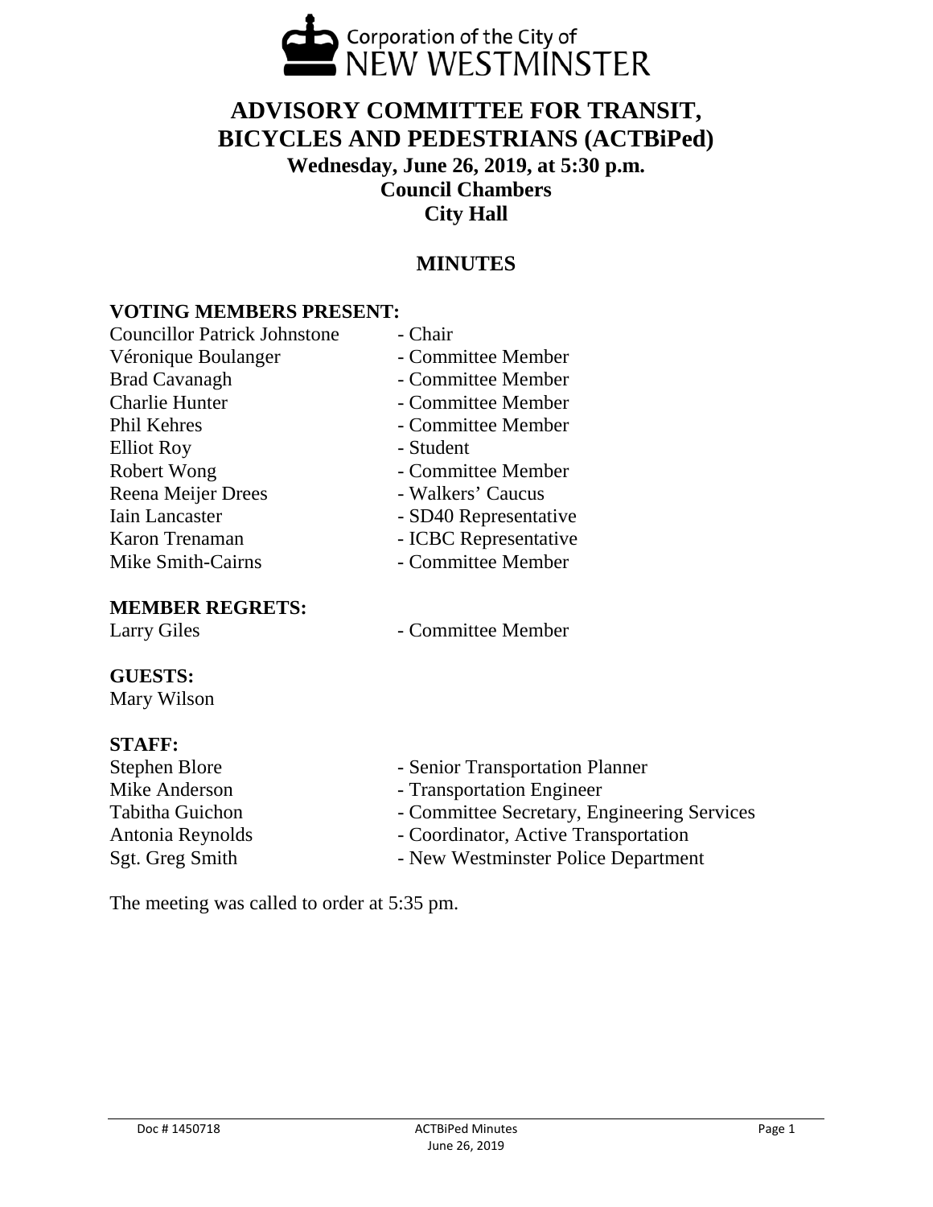Corporation of the City of NEW WESTMINSTER

# ADVISORY COMMITTEE FOR TRANSIT, BICYCLES AND PEDESTRIANS (ACTBiPed)

**Wednesday, June 26, 2019, at 5:30 p.m.**
**Council Chambers**
**City Hall**

## MINUTES

### VOTING MEMBERS PRESENT:

| | |
|---|---|
| Councillor Patrick Johnstone | - Chair |
| Véronique Boulanger | - Committee Member |
| Brad Cavanagh | - Committee Member |
| Charlie Hunter | - Committee Member |
| Phil Kehres | - Committee Member |
| Elliot Roy | - Student |
| Robert Wong | - Committee Member |
| Reena Meijer Drees | - Walkers' Caucus |
| Iain Lancaster | - SD40 Representative |
| Karon Trenaman | - ICBC Representative |
| Mike Smith-Cairns | - Committee Member |

### MEMBER REGRETS:

| | |
|---|---|
| Larry Giles | - Committee Member |

### GUESTS:

Mary Wilson

### STAFF:

| | |
|---|---|
| Stephen Blore | - Senior Transportation Planner |
| Mike Anderson | - Transportation Engineer |
| Tabitha Guichon | - Committee Secretary, Engineering Services |
| Antonia Reynolds | - Coordinator, Active Transportation |
| Sgt. Greg Smith | - New Westminster Police Department |

The meeting was called to order at 5:35 pm.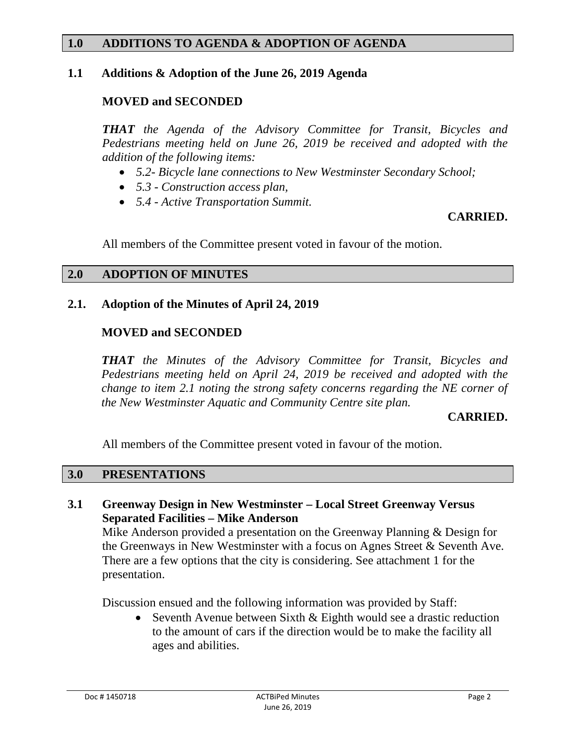## 1.0 ADDITIONS TO AGENDA & ADOPTION OF AGENDA

### 1.1 Additions & Adoption of the June 26, 2019 Agenda

**MOVED and SECONDED**

***THAT*** *the Agenda of the Advisory Committee for Transit, Bicycles and Pedestrians meeting held on June 26, 2019 be received and adopted with the addition of the following items:*

- *5.2- Bicycle lane connections to New Westminster Secondary School;*
- *5.3 - Construction access plan,*
- *5.4 - Active Transportation Summit.*

**CARRIED.**

All members of the Committee present voted in favour of the motion.

## 2.0 ADOPTION OF MINUTES

### 2.1. Adoption of the Minutes of April 24, 2019

**MOVED and SECONDED**

***THAT*** *the Minutes of the Advisory Committee for Transit, Bicycles and Pedestrians meeting held on April 24, 2019 be received and adopted with the change to item 2.1 noting the strong safety concerns regarding the NE corner of the New Westminster Aquatic and Community Centre site plan.*

**CARRIED.**

All members of the Committee present voted in favour of the motion.

## 3.0 PRESENTATIONS

### 3.1 Greenway Design in New Westminster – Local Street Greenway Versus Separated Facilities – Mike Anderson

Mike Anderson provided a presentation on the Greenway Planning & Design for the Greenways in New Westminster with a focus on Agnes Street & Seventh Ave. There are a few options that the city is considering. See attachment 1 for the presentation.

Discussion ensued and the following information was provided by Staff:

- Seventh Avenue between Sixth & Eighth would see a drastic reduction to the amount of cars if the direction would be to make the facility all ages and abilities.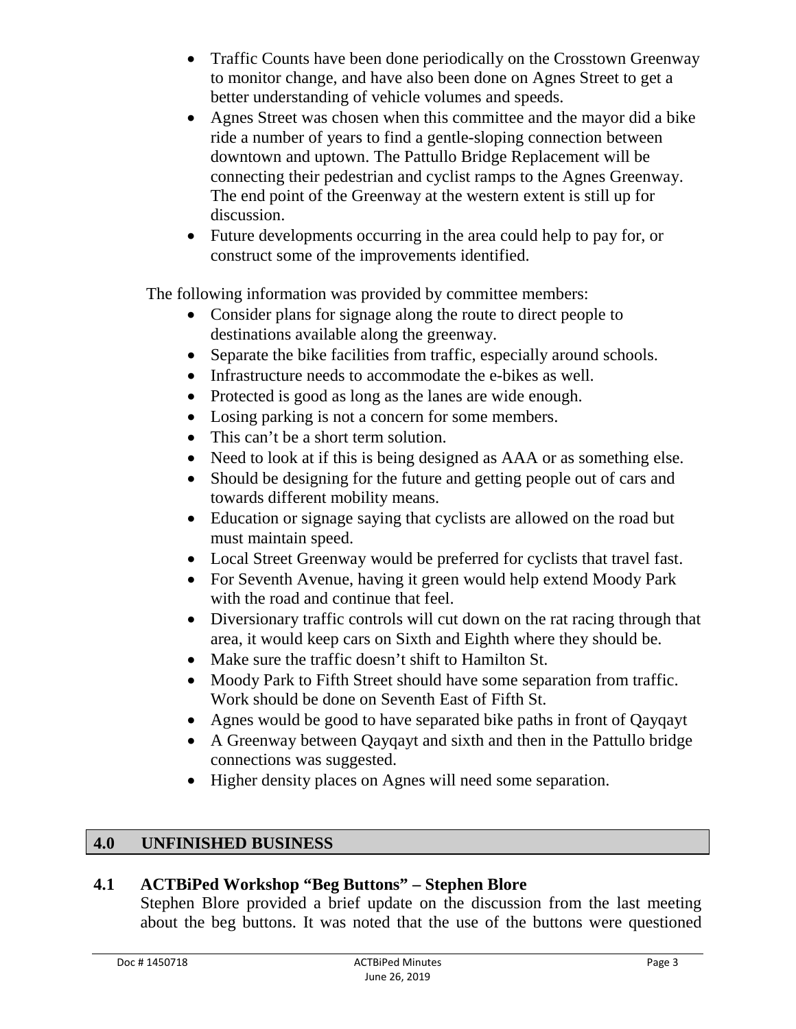- Traffic Counts have been done periodically on the Crosstown Greenway to monitor change, and have also been done on Agnes Street to get a better understanding of vehicle volumes and speeds.
- Agnes Street was chosen when this committee and the mayor did a bike ride a number of years to find a gentle-sloping connection between downtown and uptown. The Pattullo Bridge Replacement will be connecting their pedestrian and cyclist ramps to the Agnes Greenway. The end point of the Greenway at the western extent is still up for discussion.
- Future developments occurring in the area could help to pay for, or construct some of the improvements identified.

The following information was provided by committee members:

- Consider plans for signage along the route to direct people to destinations available along the greenway.
- Separate the bike facilities from traffic, especially around schools.
- Infrastructure needs to accommodate the e-bikes as well.
- Protected is good as long as the lanes are wide enough.
- Losing parking is not a concern for some members.
- This can't be a short term solution.
- Need to look at if this is being designed as AAA or as something else.
- Should be designing for the future and getting people out of cars and towards different mobility means.
- Education or signage saying that cyclists are allowed on the road but must maintain speed.
- Local Street Greenway would be preferred for cyclists that travel fast.
- For Seventh Avenue, having it green would help extend Moody Park with the road and continue that feel.
- Diversionary traffic controls will cut down on the rat racing through that area, it would keep cars on Sixth and Eighth where they should be.
- Make sure the traffic doesn't shift to Hamilton St.
- Moody Park to Fifth Street should have some separation from traffic. Work should be done on Seventh East of Fifth St.
- Agnes would be good to have separated bike paths in front of Qayqayt
- A Greenway between Qayqayt and sixth and then in the Pattullo bridge connections was suggested.
- Higher density places on Agnes will need some separation.

## 4.0 UNFINISHED BUSINESS

### 4.1 ACTBiPed Workshop "Beg Buttons" – Stephen Blore

Stephen Blore provided a brief update on the discussion from the last meeting about the beg buttons. It was noted that the use of the buttons were questioned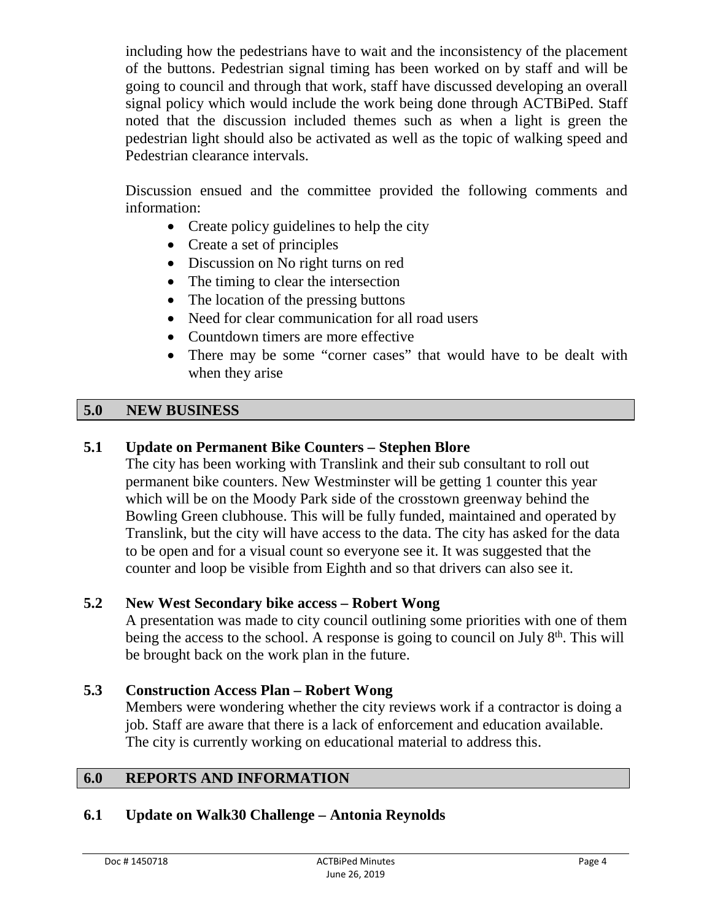including how the pedestrians have to wait and the inconsistency of the placement of the buttons. Pedestrian signal timing has been worked on by staff and will be going to council and through that work, staff have discussed developing an overall signal policy which would include the work being done through ACTBiPed. Staff noted that the discussion included themes such as when a light is green the pedestrian light should also be activated as well as the topic of walking speed and Pedestrian clearance intervals.

Discussion ensued and the committee provided the following comments and information:

- Create policy guidelines to help the city
- Create a set of principles
- Discussion on No right turns on red
- The timing to clear the intersection
- The location of the pressing buttons
- Need for clear communication for all road users
- Countdown timers are more effective
- There may be some "corner cases" that would have to be dealt with when they arise

## 5.0 NEW BUSINESS

### 5.1 Update on Permanent Bike Counters – Stephen Blore

The city has been working with Translink and their sub consultant to roll out permanent bike counters. New Westminster will be getting 1 counter this year which will be on the Moody Park side of the crosstown greenway behind the Bowling Green clubhouse. This will be fully funded, maintained and operated by Translink, but the city will have access to the data. The city has asked for the data to be open and for a visual count so everyone see it. It was suggested that the counter and loop be visible from Eighth and so that drivers can also see it.

### 5.2 New West Secondary bike access – Robert Wong

A presentation was made to city council outlining some priorities with one of them being the access to the school. A response is going to council on July 8th. This will be brought back on the work plan in the future.

### 5.3 Construction Access Plan – Robert Wong

Members were wondering whether the city reviews work if a contractor is doing a job. Staff are aware that there is a lack of enforcement and education available. The city is currently working on educational material to address this.

## 6.0 REPORTS AND INFORMATION

### 6.1 Update on Walk30 Challenge – Antonia Reynolds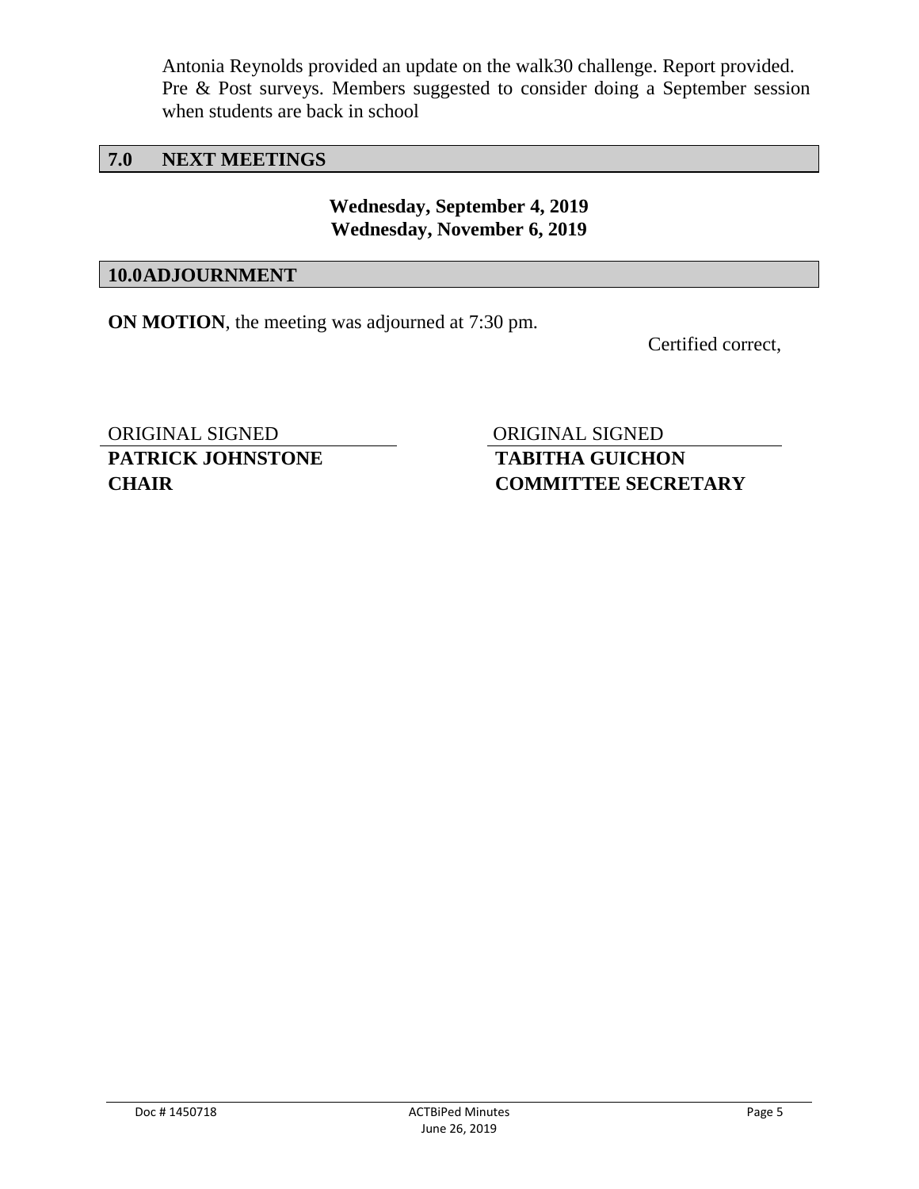Antonia Reynolds provided an update on the walk30 challenge. Report provided. Pre & Post surveys. Members suggested to consider doing a September session when students are back in school

## 7.0 NEXT MEETINGS

**Wednesday, September 4, 2019**
**Wednesday, November 6, 2019**

## 10.0 ADJOURNMENT

**ON MOTION**, the meeting was adjourned at 7:30 pm.

Certified correct,

| | |
|---|---|
| ORIGINAL SIGNED | ORIGINAL SIGNED |
| **PATRICK JOHNSTONE** | **TABITHA GUICHON** |
| **CHAIR** | **COMMITTEE SECRETARY** |